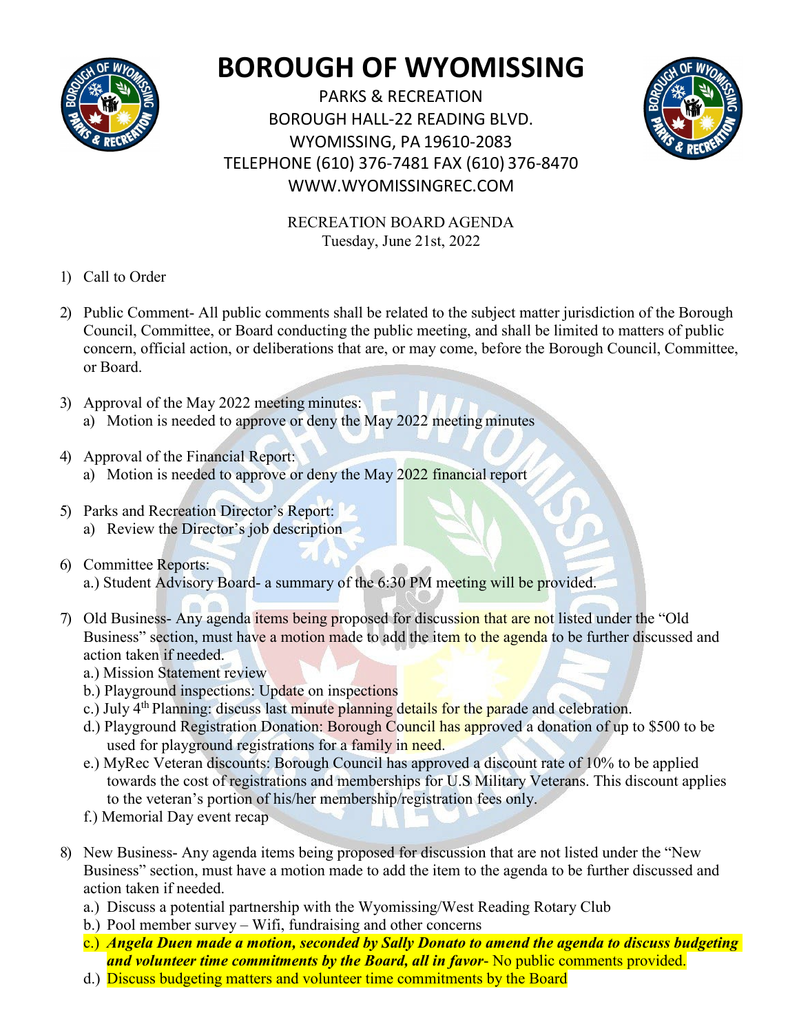# BOROUGH OF WYOMISSING

PARKS & RECREATION
BOROUGH HALL-22 READING BLVD.
WYOMISSING, PA 19610-2083
TELEPHONE (610) 376-7481 FAX (610) 376-8470
WWW.WYOMISSINGREC.COM

RECREATION BOARD AGENDA
Tuesday, June 21st, 2022

1) Call to Order

2) Public Comment- All public comments shall be related to the subject matter jurisdiction of the Borough Council, Committee, or Board conducting the public meeting, and shall be limited to matters of public concern, official action, or deliberations that are, or may come, before the Borough Council, Committee, or Board.

3) Approval of the May 2022 meeting minutes:
   a) Motion is needed to approve or deny the May 2022 meeting minutes

4) Approval of the Financial Report:
   a) Motion is needed to approve or deny the May 2022 financial report

5) Parks and Recreation Director's Report:
   a) Review the Director's job description

6) Committee Reports:
   a.) Student Advisory Board- a summary of the 6:30 PM meeting will be provided.

7) Old Business- Any agenda items being proposed for discussion that are not listed under the "Old Business" section, must have a motion made to add the item to the agenda to be further discussed and action taken if needed.
   a.) Mission Statement review
   b.) Playground inspections: Update on inspections
   c.) July 4th Planning: discuss last minute planning details for the parade and celebration.
   d.) Playground Registration Donation: Borough Council has approved a donation of up to $500 to be used for playground registrations for a family in need.
   e.) MyRec Veteran discounts: Borough Council has approved a discount rate of 10% to be applied towards the cost of registrations and memberships for U.S Military Veterans. This discount applies to the veteran's portion of his/her membership/registration fees only.
   f.) Memorial Day event recap

8) New Business- Any agenda items being proposed for discussion that are not listed under the "New Business" section, must have a motion made to add the item to the agenda to be further discussed and action taken if needed.
   a.) Discuss a potential partnership with the Wyomissing/West Reading Rotary Club
   b.) Pool member survey – Wifi, fundraising and other concerns
   c.) ***Angela Duen made a motion, seconded by Sally Donato to amend the agenda to discuss budgeting and volunteer time commitments by the Board, all in favor***- No public comments provided.
   d.) Discuss budgeting matters and volunteer time commitments by the Board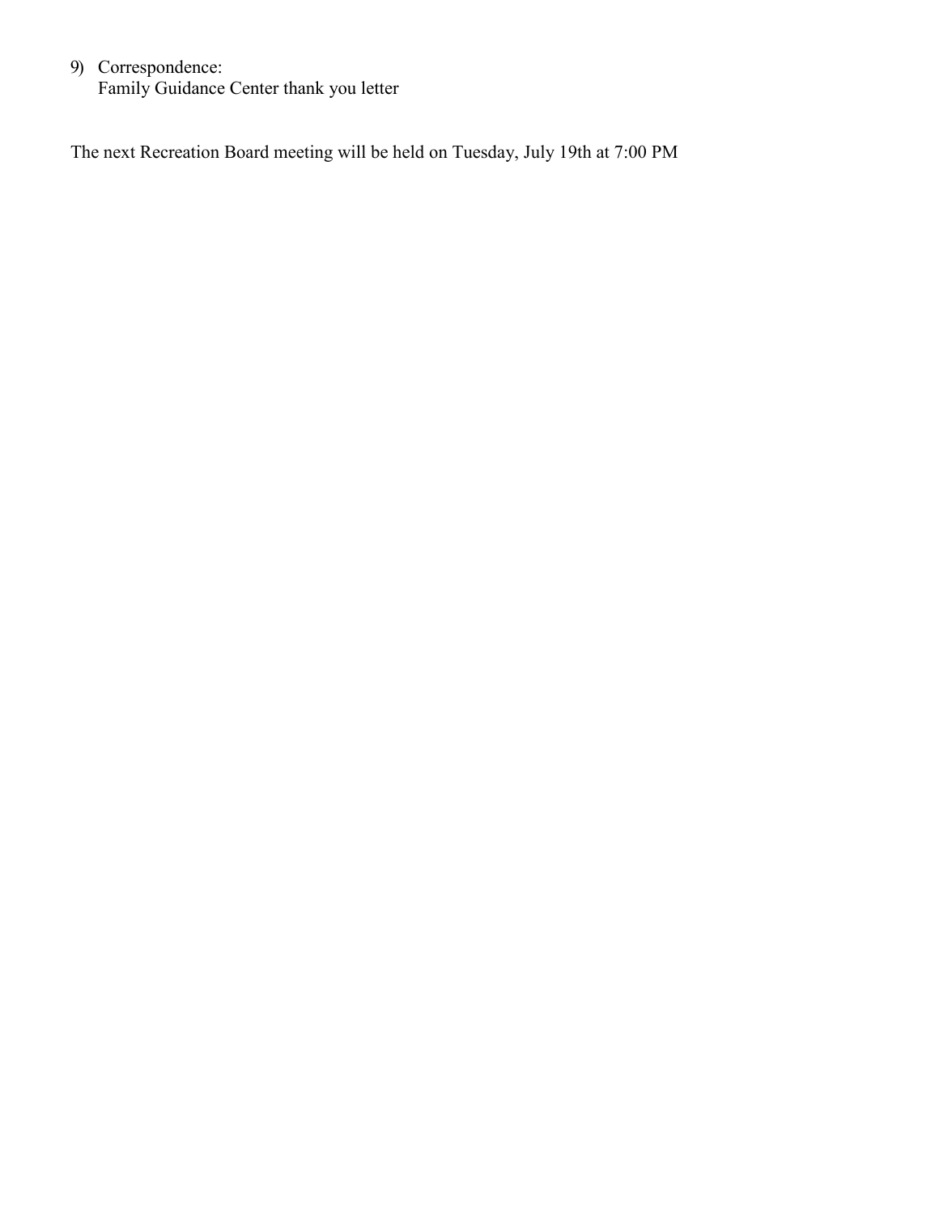9) Correspondence:
   Family Guidance Center thank you letter

The next Recreation Board meeting will be held on Tuesday, July 19th at 7:00 PM